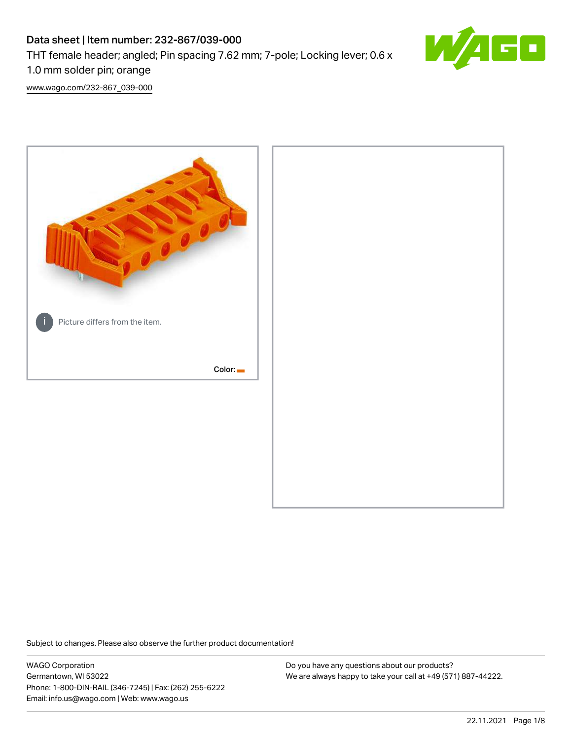# Data sheet | Item number: 232-867/039-000

THT female header; angled; Pin spacing 7.62 mm; 7-pole; Locking lever; 0.6 x 1.0 mm solder pin; orange

www.wago.com/232-867_039-000

Picture differs from the item.

Color:

Subject to changes. Please also observe the further product documentation!

WAGO Corporation
Germantown, WI 53022
Phone: 1-800-DIN-RAIL (346-7245) | Fax: (262) 255-6222
Email: info.us@wago.com | Web: www.wago.us

Do you have any questions about our products?
We are always happy to take your call at +49 (571) 887-44222.

22.11.2021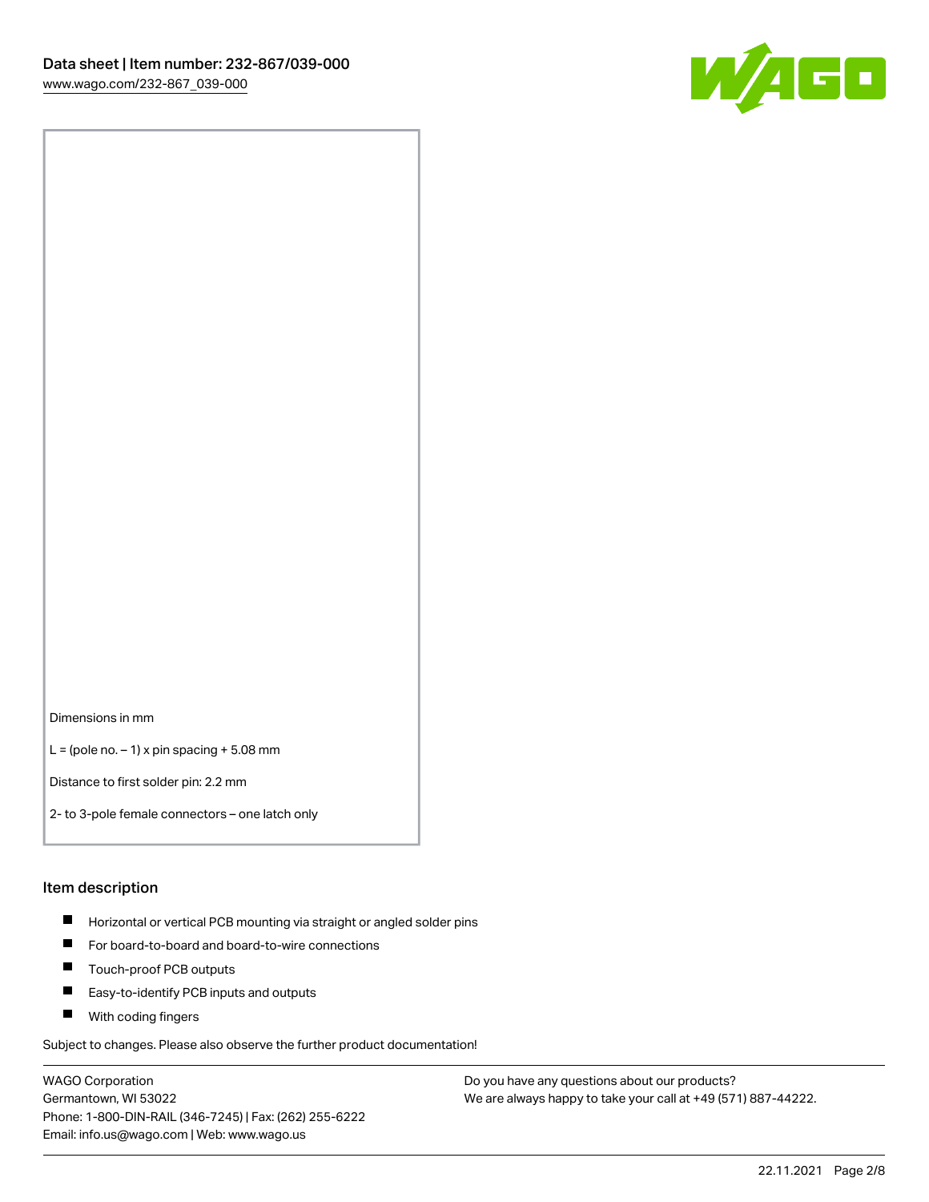Dimensions in mm

L = (pole no. – 1) x pin spacing + 5.08 mm

Distance to first solder pin: 2.2 mm

2- to 3-pole female connectors – one latch only

## Item description

- Horizontal or vertical PCB mounting via straight or angled solder pins
- For board-to-board and board-to-wire connections
- Touch-proof PCB outputs
- Easy-to-identify PCB inputs and outputs
- With coding fingers

Subject to changes. Please also observe the further product documentation!

WAGO Corporation
Germantown, WI 53022
Phone: 1-800-DIN-RAIL (346-7245) | Fax: (262) 255-6222
Email: info.us@wago.com | Web: www.wago.us

Do you have any questions about our products?
We are always happy to take your call at +49 (571) 887-44222.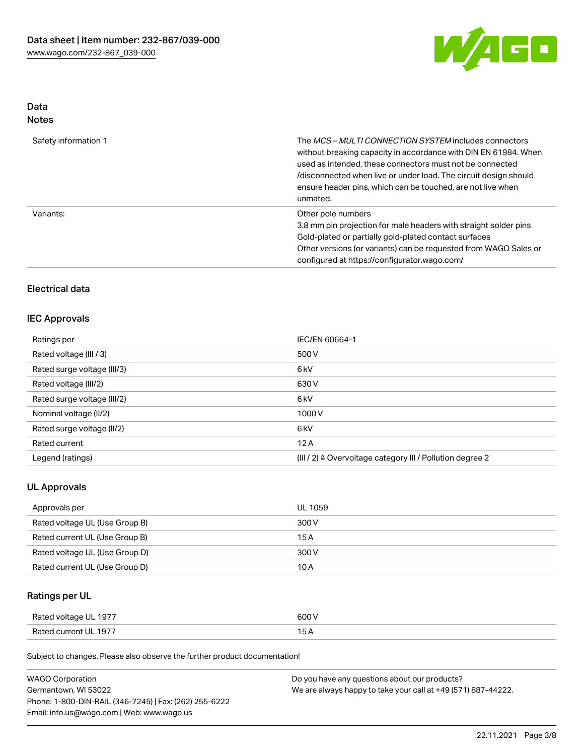## Data
## Notes

| | |
|---|---|
| Safety information 1 | The *MCS – MULTI CONNECTION SYSTEM* includes connectors without breaking capacity in accordance with DIN EN 61984. When used as intended, these connectors must not be connected /disconnected when live or under load. The circuit design should ensure header pins, which can be touched, are not live when unmated. |
| Variants: | Other pole numbers<br>3.8 mm pin projection for male headers with straight solder pins<br>Gold-plated or partially gold-plated contact surfaces<br>Other versions (or variants) can be requested from WAGO Sales or configured at https://configurator.wago.com/ |

## Electrical data

### IEC Approvals

| | |
|---|---|
| Ratings per | IEC/EN 60664-1 |
| Rated voltage (III / 3) | 500 V |
| Rated surge voltage (III/3) | 6 kV |
| Rated voltage (III/2) | 630 V |
| Rated surge voltage (III/2) | 6 kV |
| Nominal voltage (II/2) | 1000 V |
| Rated surge voltage (II/2) | 6 kV |
| Rated current | 12 A |
| Legend (ratings) | (III / 2) ≙ Overvoltage category III / Pollution degree 2 |

### UL Approvals

| | |
|---|---|
| Approvals per | UL 1059 |
| Rated voltage UL (Use Group B) | 300 V |
| Rated current UL (Use Group B) | 15 A |
| Rated voltage UL (Use Group D) | 300 V |
| Rated current UL (Use Group D) | 10 A |

### Ratings per UL

| | |
|---|---|
| Rated voltage UL 1977 | 600 V |
| Rated current UL 1977 | 15 A |

Subject to changes. Please also observe the further product documentation!

WAGO Corporation
Germantown, WI 53022
Phone: 1-800-DIN-RAIL (346-7245) | Fax: (262) 255-6222
Email: info.us@wago.com | Web: www.wago.us

Do you have any questions about our products?
We are always happy to take your call at +49 (571) 887-44222.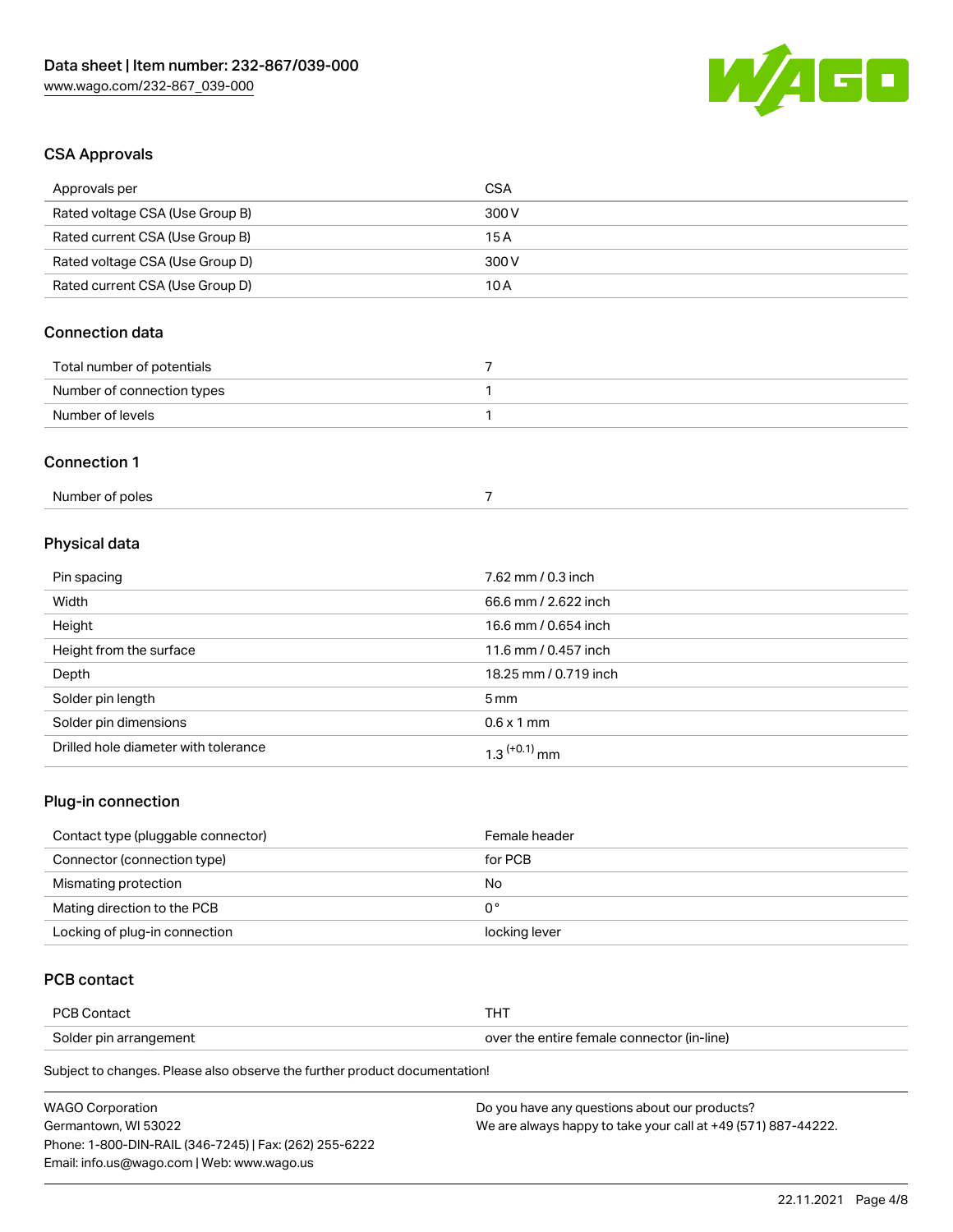## CSA Approvals

| Approvals per | CSA |
| --- | --- |
| Rated voltage CSA (Use Group B) | 300 V |
| Rated current CSA (Use Group B) | 15 A |
| Rated voltage CSA (Use Group D) | 300 V |
| Rated current CSA (Use Group D) | 10 A |

## Connection data

| | |
| --- | --- |
| Total number of potentials | 7 |
| Number of connection types | 1 |
| Number of levels | 1 |

## Connection 1

| | |
| --- | --- |
| Number of poles | 7 |

## Physical data

| | |
| --- | --- |
| Pin spacing | 7.62 mm / 0.3 inch |
| Width | 66.6 mm / 2.622 inch |
| Height | 16.6 mm / 0.654 inch |
| Height from the surface | 11.6 mm / 0.457 inch |
| Depth | 18.25 mm / 0.719 inch |
| Solder pin length | 5 mm |
| Solder pin dimensions | 0.6 x 1 mm |
| Drilled hole diameter with tolerance | $1.3^{(+0.1)}$ mm |

## Plug-in connection

| | |
| --- | --- |
| Contact type (pluggable connector) | Female header |
| Connector (connection type) | for PCB |
| Mismating protection | No |
| Mating direction to the PCB | 0° |
| Locking of plug-in connection | locking lever |

## PCB contact

| | |
| --- | --- |
| PCB Contact | THT |
| Solder pin arrangement | over the entire female connector (in-line) |

Subject to changes. Please also observe the further product documentation!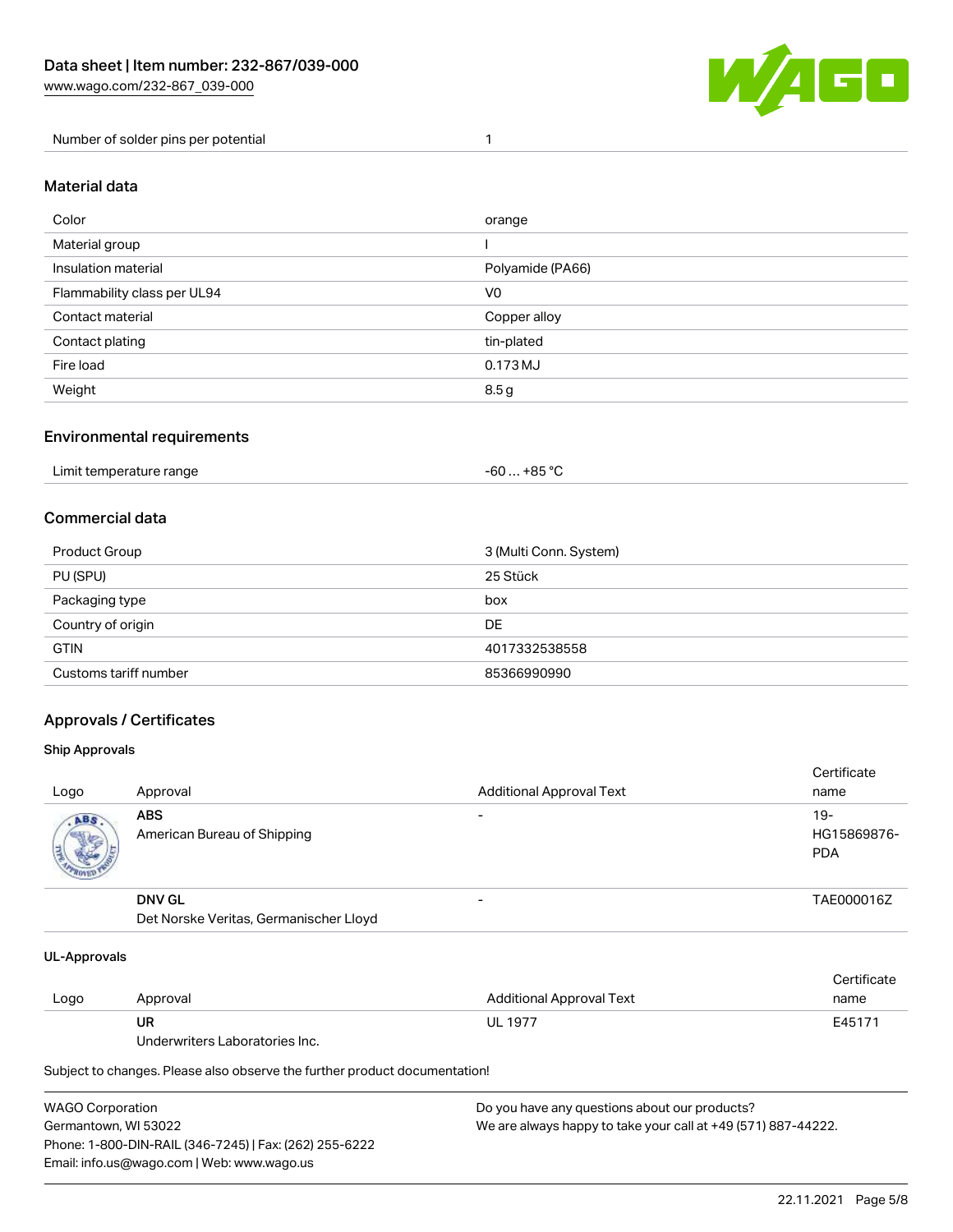| Number of solder pins per potential | 1 |
| --- | --- |

## Material data

| Color | orange |
| --- | --- |
| Material group | I |
| Insulation material | Polyamide (PA66) |
| Flammability class per UL94 | V0 |
| Contact material | Copper alloy |
| Contact plating | tin-plated |
| Fire load | 0.173 MJ |
| Weight | 8.5 g |

## Environmental requirements

| Limit temperature range | -60 … +85 °C |
| --- | --- |

## Commercial data

| Product Group | 3 (Multi Conn. System) |
| --- | --- |
| PU (SPU) | 25 Stück |
| Packaging type | box |
| Country of origin | DE |
| GTIN | 4017332538558 |
| Customs tariff number | 85366990990 |

## Approvals / Certificates

### Ship Approvals

| Logo | Approval | Additional Approval Text | Certificate name |
| --- | --- | --- | --- |
| | **ABS** American Bureau of Shipping | - | 19-HG15869876-PDA |
| | **DNV GL** Det Norske Veritas, Germanischer Lloyd | - | TAE000016Z |

### UL-Approvals

| Logo | Approval | Additional Approval Text | Certificate name |
| --- | --- | --- | --- |
| | **UR** Underwriters Laboratories Inc. | UL 1977 | E45171 |

Subject to changes. Please also observe the further product documentation!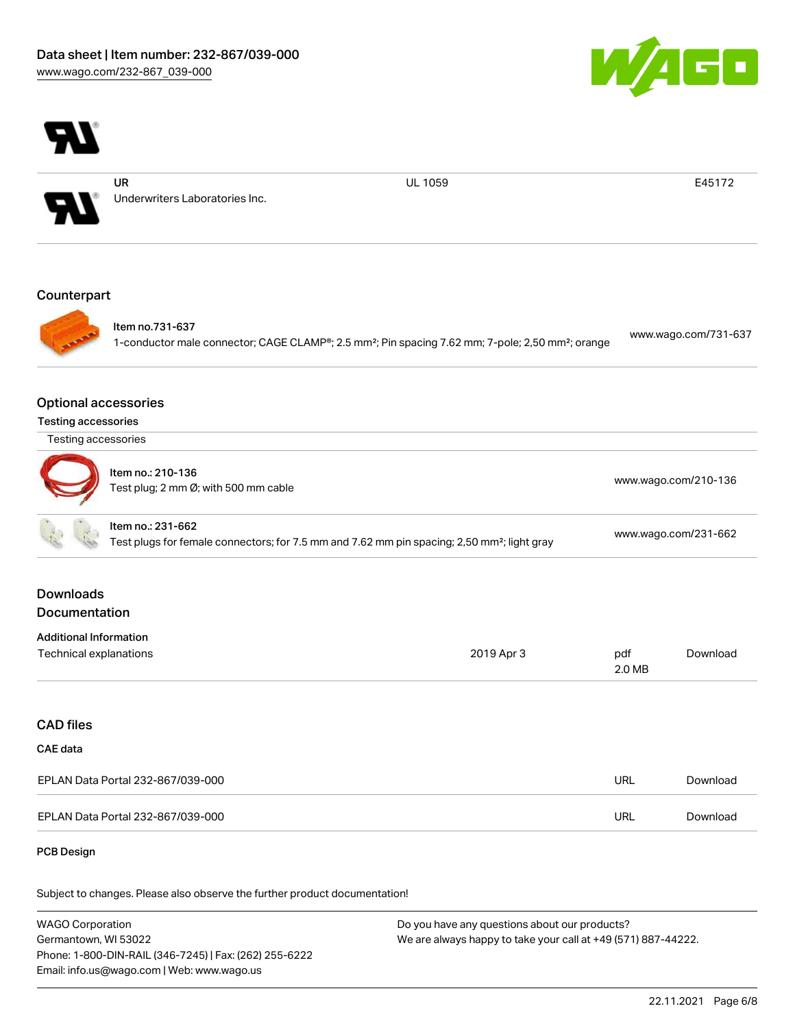| | | | |
|---|---|---|---|
| | UR<br>Underwriters Laboratories Inc. | UL 1059 | E45172 |

## Counterpart

| | |
|---|---|
| Item no.731-637<br>1-conductor male connector; CAGE CLAMP®; 2.5 mm²; Pin spacing 7.62 mm; 7-pole; 2,50 mm²; orange | www.wago.com/731-637 |

## Optional accessories

### Testing accessories

| Testing accessories | |
|---|---|
| Item no.: 210-136<br>Test plug; 2 mm Ø; with 500 mm cable | www.wago.com/210-136 |
| Item no.: 231-662<br>Test plugs for female connectors; for 7.5 mm and 7.62 mm pin spacing; 2,50 mm²; light gray | www.wago.com/231-662 |

## Downloads

## Documentation

### Additional Information

| | | | |
|---|---|---|---|
| Technical explanations | 2019 Apr 3 | pdf<br>2.0 MB | Download |

## CAD files

### CAE data

| | | |
|---|---|---|
| EPLAN Data Portal 232-867/039-000 | URL | Download |
| EPLAN Data Portal 232-867/039-000 | URL | Download |

### PCB Design

Subject to changes. Please also observe the further product documentation!

WAGO Corporation
Germantown, WI 53022
Phone: 1-800-DIN-RAIL (346-7245) | Fax: (262) 255-6222
Email: info.us@wago.com | Web: www.wago.us

Do you have any questions about our products?
We are always happy to take your call at +49 (571) 887-44222.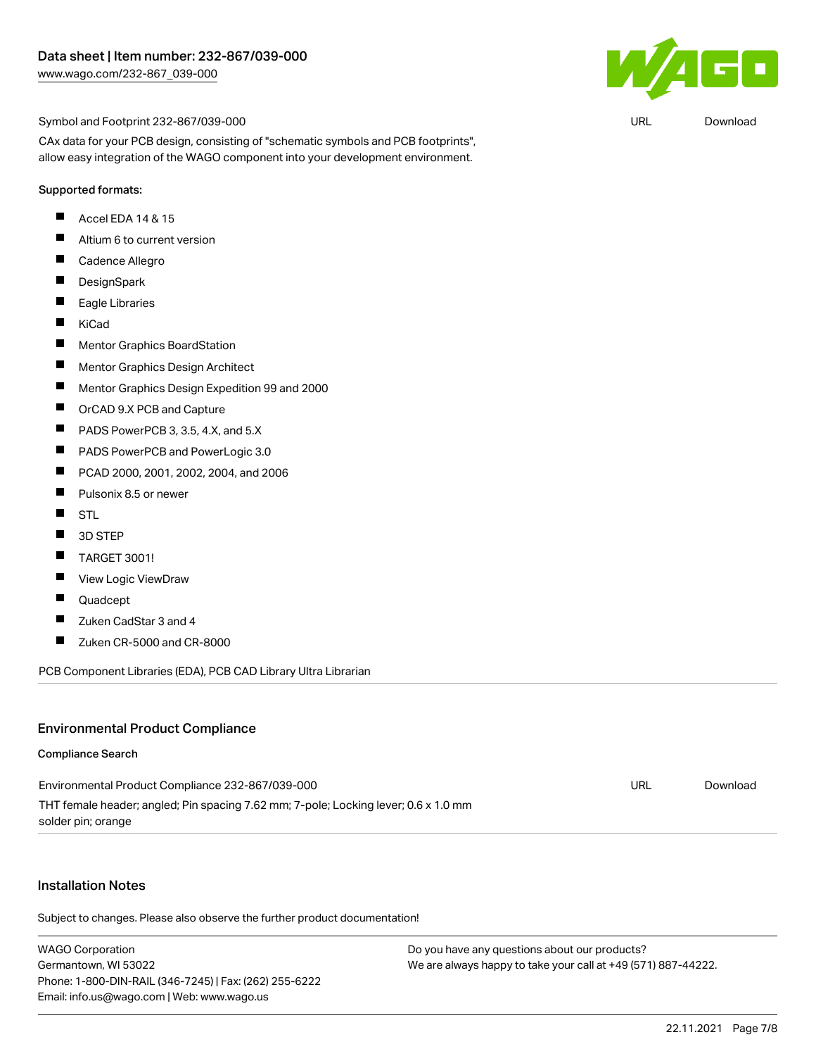Symbol and Footprint 232-867/039-000 | URL | Download

CAx data for your PCB design, consisting of "schematic symbols and PCB footprints", allow easy integration of the WAGO component into your development environment.

**Supported formats:**

- Accel EDA 14 & 15
- Altium 6 to current version
- Cadence Allegro
- DesignSpark
- Eagle Libraries
- KiCad
- Mentor Graphics BoardStation
- Mentor Graphics Design Architect
- Mentor Graphics Design Expedition 99 and 2000
- OrCAD 9.X PCB and Capture
- PADS PowerPCB 3, 3.5, 4.X, and 5.X
- PADS PowerPCB and PowerLogic 3.0
- PCAD 2000, 2001, 2002, 2004, and 2006
- Pulsonix 8.5 or newer
- STL
- 3D STEP
- TARGET 3001!
- View Logic ViewDraw
- Quadcept
- Zuken CadStar 3 and 4
- Zuken CR-5000 and CR-8000

PCB Component Libraries (EDA), PCB CAD Library Ultra Librarian

## Environmental Product Compliance

### Compliance Search

Environmental Product Compliance 232-867/039-000 | URL | Download

THT female header; angled; Pin spacing 7.62 mm; 7-pole; Locking lever; 0.6 x 1.0 mm solder pin; orange

## Installation Notes

Subject to changes. Please also observe the further product documentation!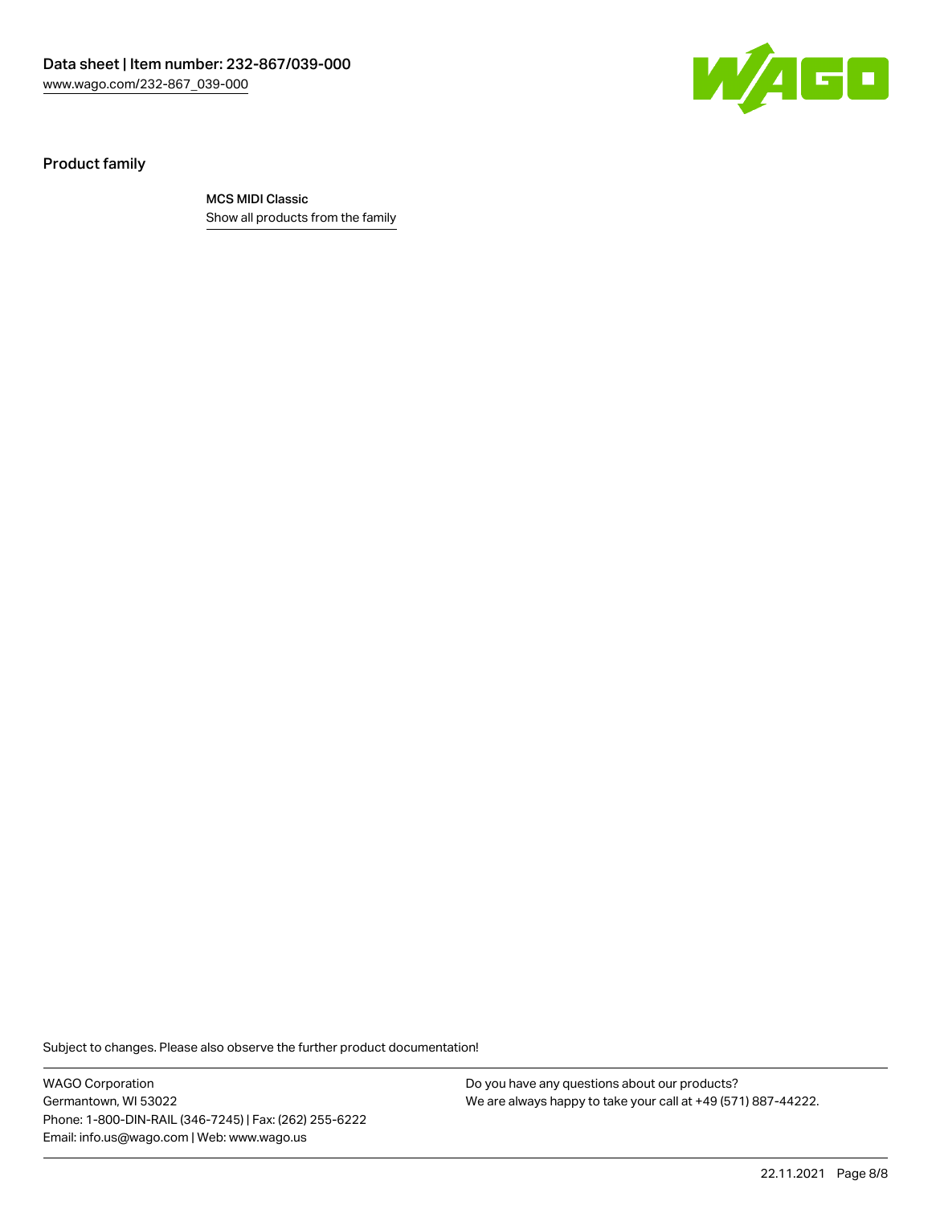## Product family

MCS MIDI Classic
Show all products from the family

Subject to changes. Please also observe the further product documentation!

WAGO Corporation
Germantown, WI 53022
Phone: 1-800-DIN-RAIL (346-7245) | Fax: (262) 255-6222
Email: info.us@wago.com | Web: www.wago.us

Do you have any questions about our products?
We are always happy to take your call at +49 (571) 887-44222.